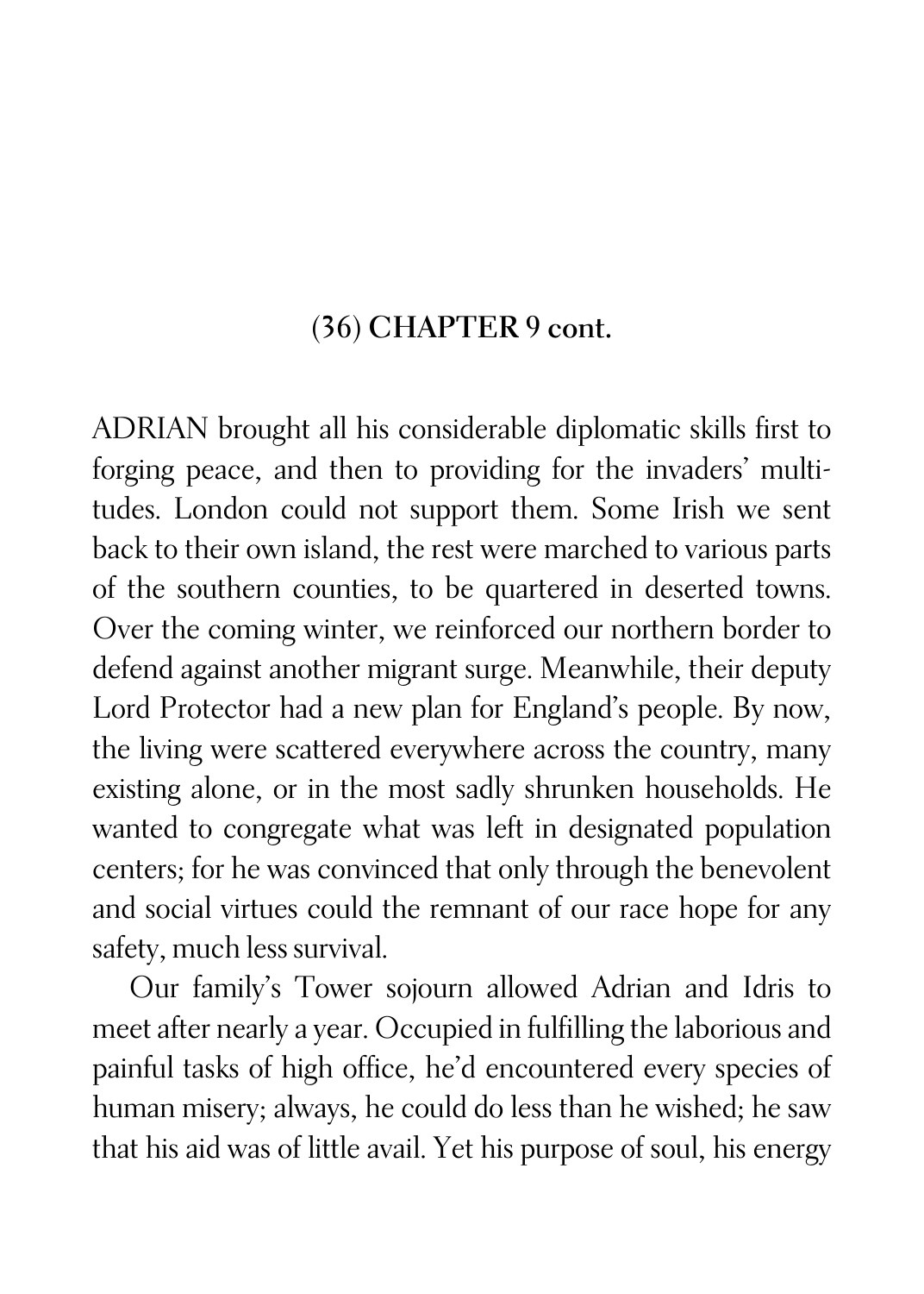## (36) CHAPTER 9 cont.

ADRIAN brought all his considerable diplomatic skills first to forging peace, and then to providing for the invaders' multitudes. London could not support them. Some Irish we sent back to their own island, the rest were marched to various parts of the southern counties, to be quartered in deserted towns. Over the coming winter, we reinforced our northern border to defend against another migrant surge. Meanwhile, their deputy Lord Protector had a new plan for England's people. By now, the living were scattered everywhere across the country, many existing alone, or in the most sadly shrunken households. He wanted to congregate what was left in designated population centers; for he was convinced that only through the benevolent and social virtues could the remnant of our race hope for any safety, much less survival.

Our family's Tower sojourn allowed Adrian and Idris to meet after nearly a year. Occupied in fulfilling the laborious and painful tasks of high office, he'd encountered every species of human misery; always, he could do less than he wished; he saw that his aid was of little avail. Yet his purpose of soul, his energy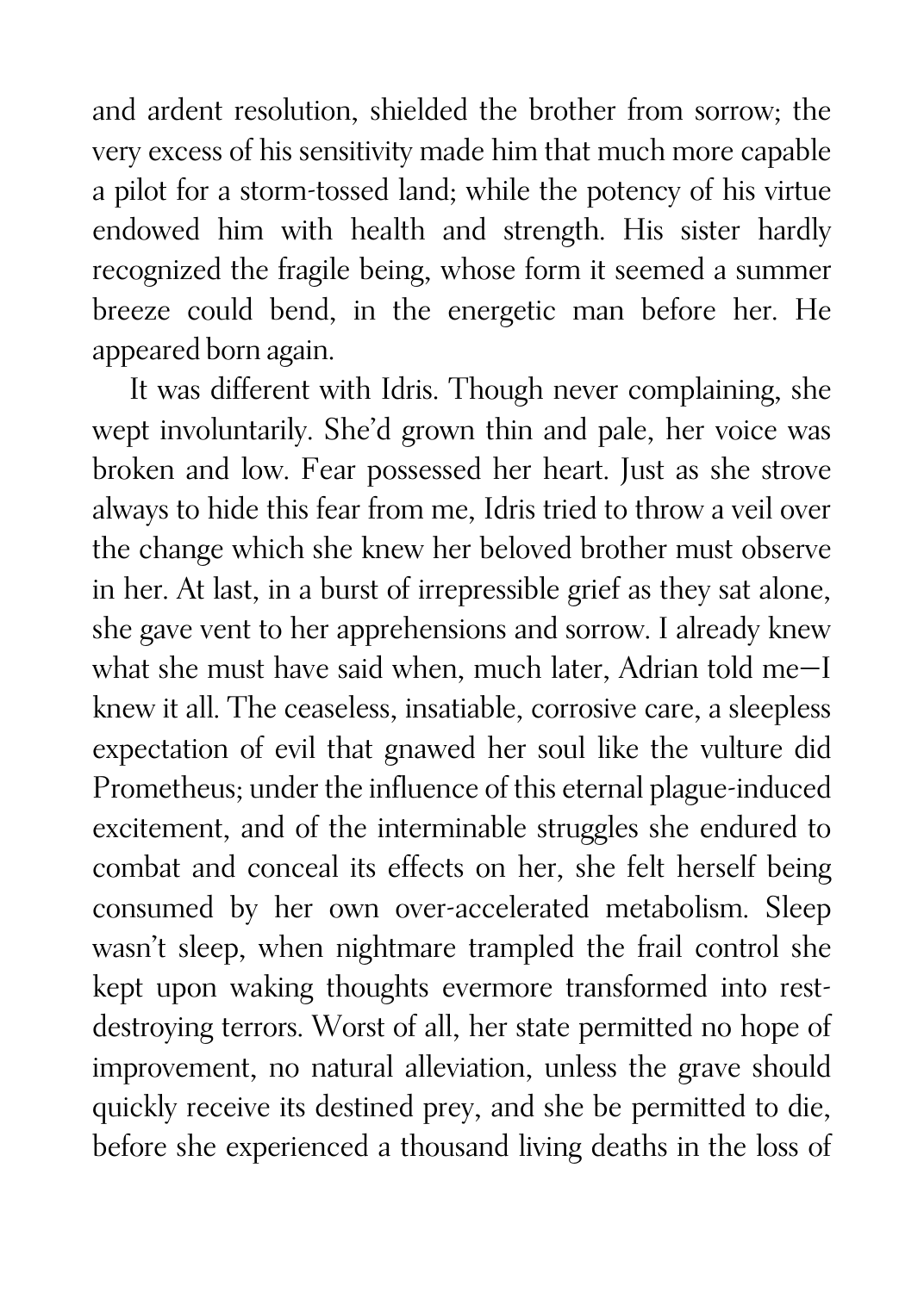and ardent resolution, shielded the brother from sorrow; the very excess of his sensitivity made him that much more capable a pilot for a storm-tossed land; while the potency of his virtue endowed him with health and strength. His sister hardly recognized the fragile being, whose form it seemed a summer breeze could bend, in the energetic man before her. He appeared born again.

It was different with Idris. Though never complaining, she wept involuntarily. She'd grown thin and pale, her voice was broken and low. Fear possessed her heart. Just as she strove always to hide this fear from me, Idris tried to throw a veil over the change which she knew her beloved brother must observe in her. At last, in a burst of irrepressible grief as they sat alone, she gave vent to her apprehensions and sorrow. I already knew what she must have said when, much later, Adrian told me—I knew it all. The ceaseless, insatiable, corrosive care, a sleepless expectation of evil that gnawed her soul like the vulture did Prometheus; under the influence of this eternal plague-induced excitement, and of the interminable struggles she endured to combat and conceal its effects on her, she felt herself being consumed by her own over-accelerated metabolism. Sleep wasn't sleep, when nightmare trampled the frail control she kept upon waking thoughts evermore transformed into rest-destroying terrors. Worst of all, her state permitted no hope of improvement, no natural alleviation, unless the grave should quickly receive its destined prey, and she be permitted to die, before she experienced a thousand living deaths in the loss of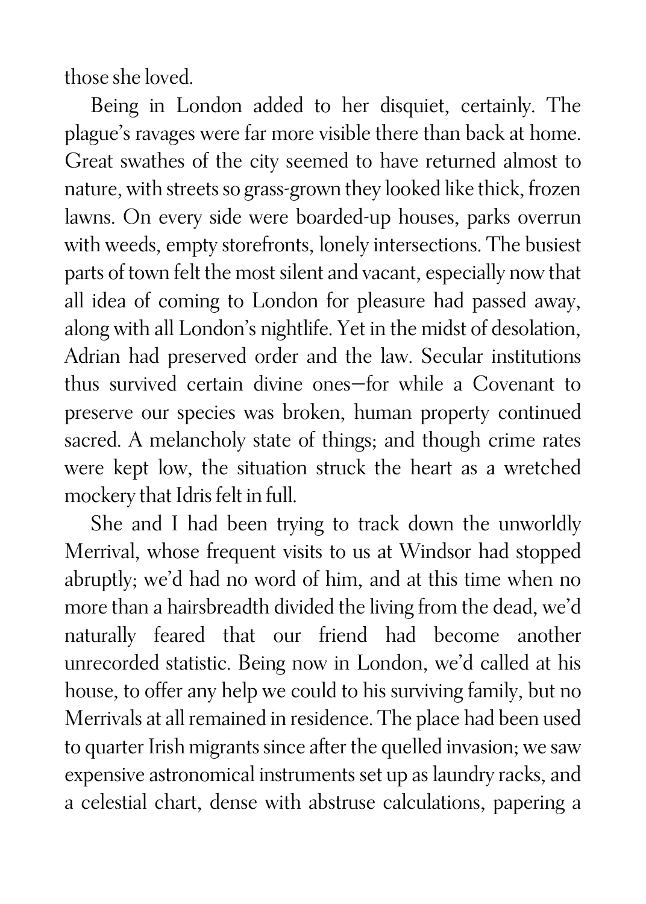those she loved.

Being in London added to her disquiet, certainly. The plague's ravages were far more visible there than back at home. Great swathes of the city seemed to have returned almost to nature, with streets so grass-grown they looked like thick, frozen lawns. On every side were boarded-up houses, parks overrun with weeds, empty storefronts, lonely intersections. The busiest parts of town felt the most silent and vacant, especially now that all idea of coming to London for pleasure had passed away, along with all London's nightlife. Yet in the midst of desolation, Adrian had preserved order and the law. Secular institutions thus survived certain divine ones—for while a Covenant to preserve our species was broken, human property continued sacred. A melancholy state of things; and though crime rates were kept low, the situation struck the heart as a wretched mockery that Idris felt in full.

She and I had been trying to track down the unworldly Merrival, whose frequent visits to us at Windsor had stopped abruptly; we'd had no word of him, and at this time when no more than a hairsbreadth divided the living from the dead, we'd naturally feared that our friend had become another unrecorded statistic. Being now in London, we'd called at his house, to offer any help we could to his surviving family, but no Merrivals at all remained in residence. The place had been used to quarter Irish migrants since after the quelled invasion; we saw expensive astronomical instruments set up as laundry racks, and a celestial chart, dense with abstruse calculations, papering a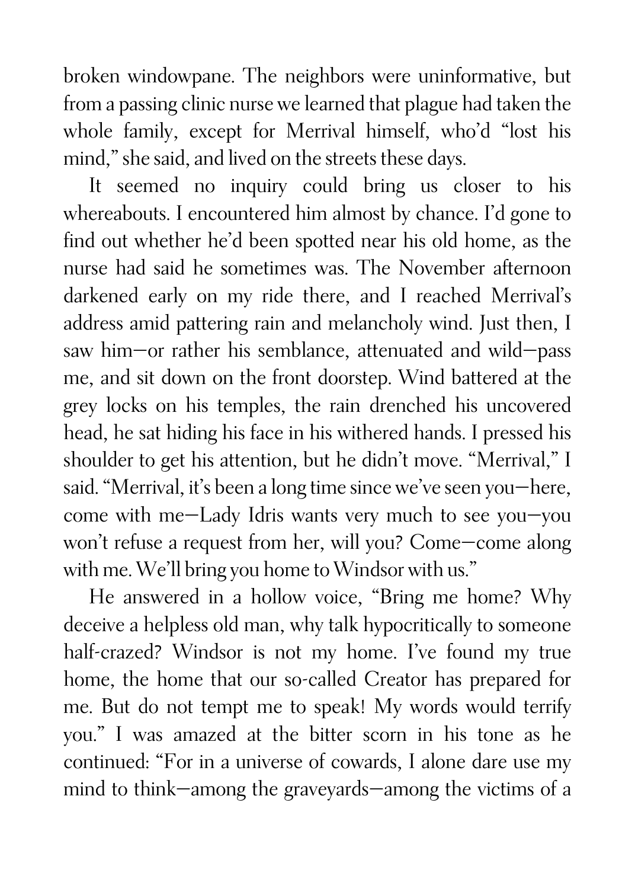broken windowpane. The neighbors were uninformative, but from a passing clinic nurse we learned that plague had taken the whole family, except for Merrival himself, who'd "lost his mind," she said, and lived on the streets these days.

It seemed no inquiry could bring us closer to his whereabouts. I encountered him almost by chance. I'd gone to find out whether he'd been spotted near his old home, as the nurse had said he sometimes was. The November afternoon darkened early on my ride there, and I reached Merrival's address amid pattering rain and melancholy wind. Just then, I saw him—or rather his semblance, attenuated and wild—pass me, and sit down on the front doorstep. Wind battered at the grey locks on his temples, the rain drenched his uncovered head, he sat hiding his face in his withered hands. I pressed his shoulder to get his attention, but he didn't move. "Merrival," I said. "Merrival, it's been a long time since we've seen you—here, come with me—Lady Idris wants very much to see you—you won't refuse a request from her, will you? Come—come along with me. We'll bring you home to Windsor with us."

He answered in a hollow voice, "Bring me home? Why deceive a helpless old man, why talk hypocritically to someone half-crazed? Windsor is not my home. I've found my true home, the home that our so-called Creator has prepared for me. But do not tempt me to speak! My words would terrify you." I was amazed at the bitter scorn in his tone as he continued: "For in a universe of cowards, I alone dare use my mind to think—among the graveyards—among the victims of a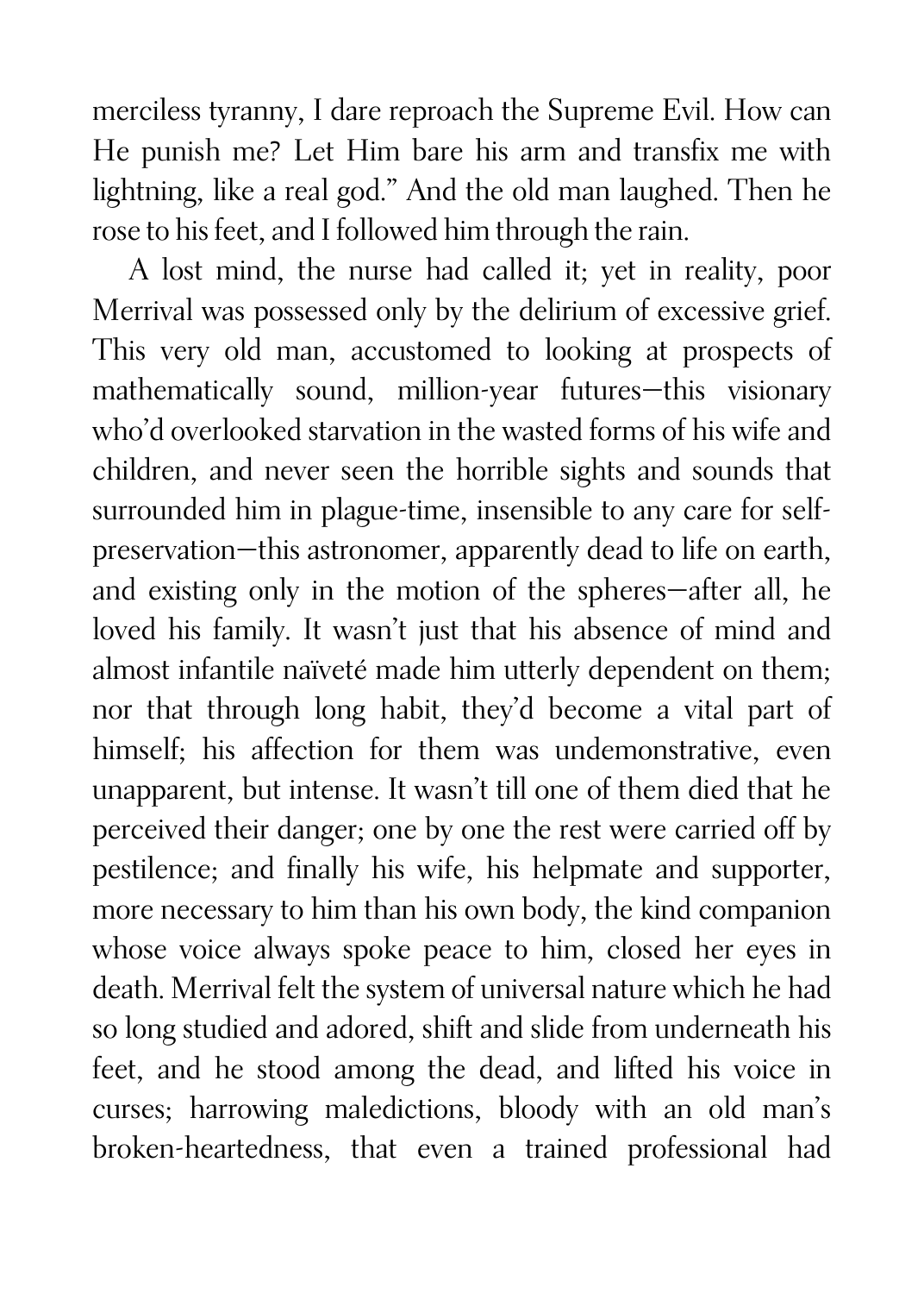merciless tyranny, I dare reproach the Supreme Evil. How can He punish me? Let Him bare his arm and transfix me with lightning, like a real god." And the old man laughed. Then he rose to his feet, and I followed him through the rain.

A lost mind, the nurse had called it; yet in reality, poor Merrival was possessed only by the delirium of excessive grief. This very old man, accustomed to looking at prospects of mathematically sound, million-year futures—this visionary who'd overlooked starvation in the wasted forms of his wife and children, and never seen the horrible sights and sounds that surrounded him in plague-time, insensible to any care for self-preservation—this astronomer, apparently dead to life on earth, and existing only in the motion of the spheres—after all, he loved his family. It wasn't just that his absence of mind and almost infantile naïveté made him utterly dependent on them; nor that through long habit, they'd become a vital part of himself; his affection for them was undemonstrative, even unapparent, but intense. It wasn't till one of them died that he perceived their danger; one by one the rest were carried off by pestilence; and finally his wife, his helpmate and supporter, more necessary to him than his own body, the kind companion whose voice always spoke peace to him, closed her eyes in death. Merrival felt the system of universal nature which he had so long studied and adored, shift and slide from underneath his feet, and he stood among the dead, and lifted his voice in curses; harrowing maledictions, bloody with an old man's broken-heartedness, that even a trained professional had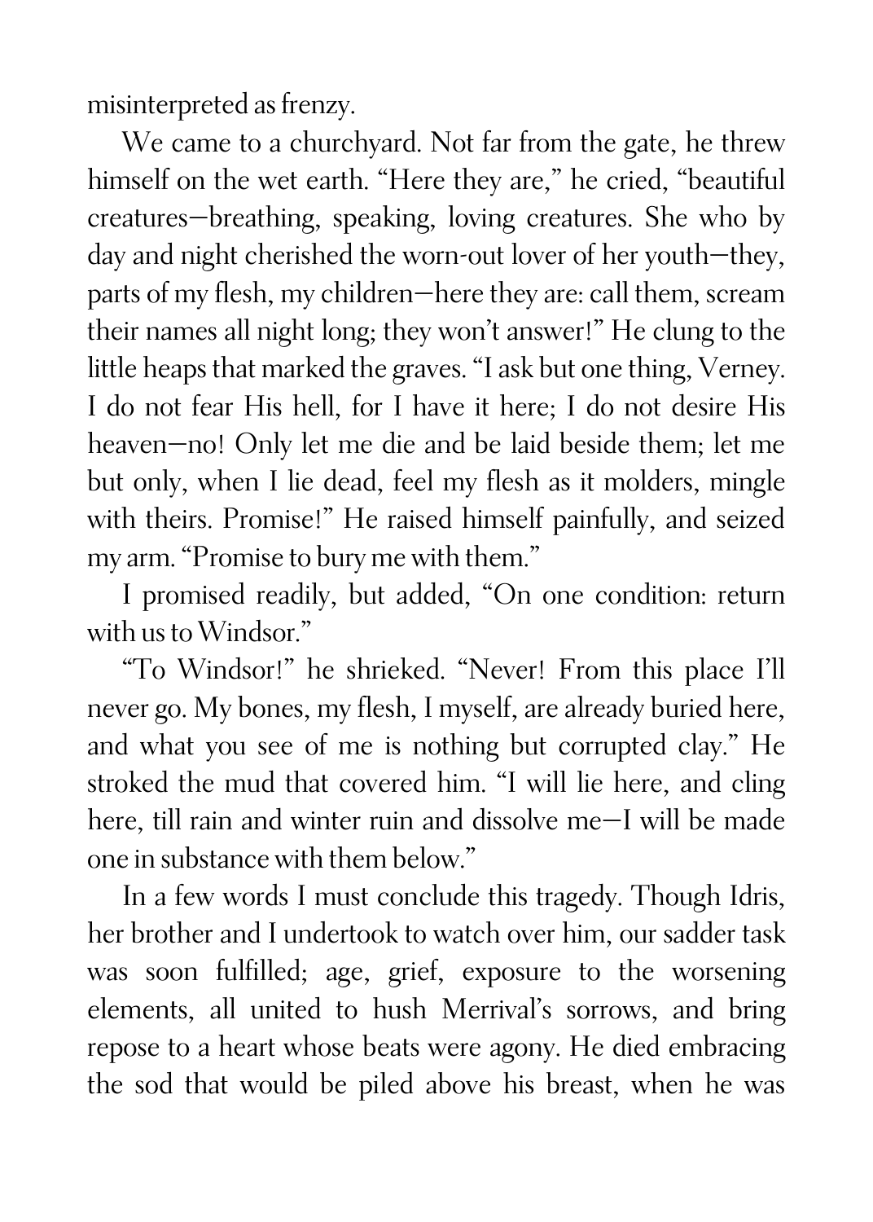misinterpreted as frenzy.

We came to a churchyard. Not far from the gate, he threw himself on the wet earth. "Here they are," he cried, "beautiful creatures—breathing, speaking, loving creatures. She who by day and night cherished the worn-out lover of her youth—they, parts of my flesh, my children—here they are: call them, scream their names all night long; they won't answer!" He clung to the little heaps that marked the graves. "I ask but one thing, Verney. I do not fear His hell, for I have it here; I do not desire His heaven—no! Only let me die and be laid beside them; let me but only, when I lie dead, feel my flesh as it molders, mingle with theirs. Promise!" He raised himself painfully, and seized my arm. "Promise to bury me with them."

I promised readily, but added, "On one condition: return with us to Windsor."

"To Windsor!" he shrieked. "Never! From this place I'll never go. My bones, my flesh, I myself, are already buried here, and what you see of me is nothing but corrupted clay." He stroked the mud that covered him. "I will lie here, and cling here, till rain and winter ruin and dissolve me—I will be made one in substance with them below."

In a few words I must conclude this tragedy. Though Idris, her brother and I undertook to watch over him, our sadder task was soon fulfilled; age, grief, exposure to the worsening elements, all united to hush Merrival's sorrows, and bring repose to a heart whose beats were agony. He died embracing the sod that would be piled above his breast, when he was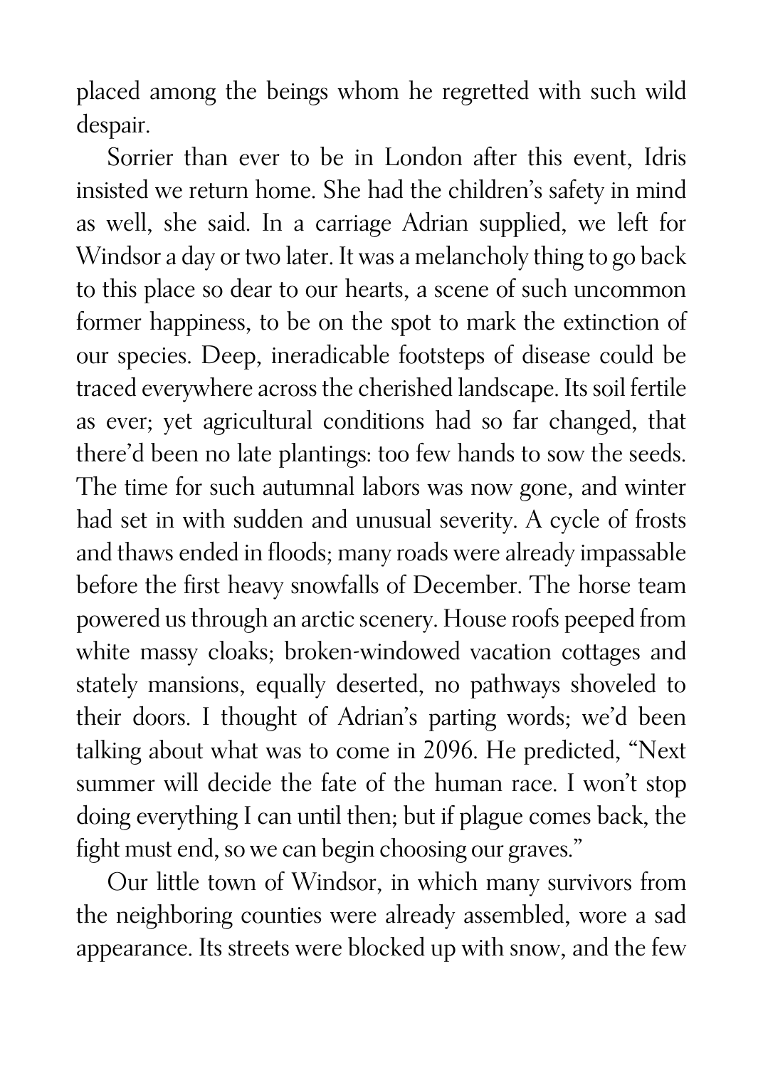placed among the beings whom he regretted with such wild despair.

Sorrier than ever to be in London after this event, Idris insisted we return home. She had the children's safety in mind as well, she said. In a carriage Adrian supplied, we left for Windsor a day or two later. It was a melancholy thing to go back to this place so dear to our hearts, a scene of such uncommon former happiness, to be on the spot to mark the extinction of our species. Deep, ineradicable footsteps of disease could be traced everywhere across the cherished landscape. Its soil fertile as ever; yet agricultural conditions had so far changed, that there'd been no late plantings: too few hands to sow the seeds. The time for such autumnal labors was now gone, and winter had set in with sudden and unusual severity. A cycle of frosts and thaws ended in floods; many roads were already impassable before the first heavy snowfalls of December. The horse team powered us through an arctic scenery. House roofs peeped from white massy cloaks; broken-windowed vacation cottages and stately mansions, equally deserted, no pathways shoveled to their doors. I thought of Adrian's parting words; we'd been talking about what was to come in 2096. He predicted, "Next summer will decide the fate of the human race. I won't stop doing everything I can until then; but if plague comes back, the fight must end, so we can begin choosing our graves."

Our little town of Windsor, in which many survivors from the neighboring counties were already assembled, wore a sad appearance. Its streets were blocked up with snow, and the few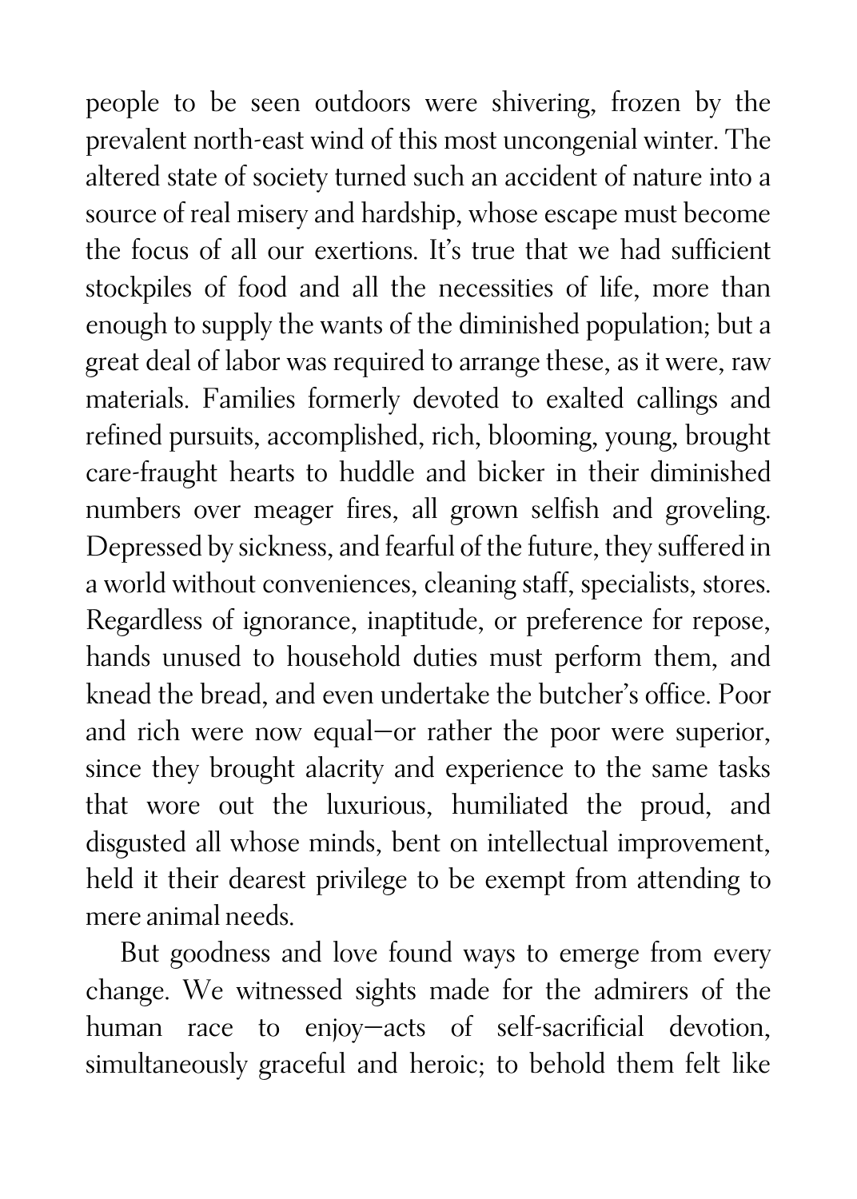people to be seen outdoors were shivering, frozen by the prevalent north-east wind of this most uncongenial winter. The altered state of society turned such an accident of nature into a source of real misery and hardship, whose escape must become the focus of all our exertions. It's true that we had sufficient stockpiles of food and all the necessities of life, more than enough to supply the wants of the diminished population; but a great deal of labor was required to arrange these, as it were, raw materials. Families formerly devoted to exalted callings and refined pursuits, accomplished, rich, blooming, young, brought care-fraught hearts to huddle and bicker in their diminished numbers over meager fires, all grown selfish and groveling. Depressed by sickness, and fearful of the future, they suffered in a world without conveniences, cleaning staff, specialists, stores. Regardless of ignorance, inaptitude, or preference for repose, hands unused to household duties must perform them, and knead the bread, and even undertake the butcher's office. Poor and rich were now equal—or rather the poor were superior, since they brought alacrity and experience to the same tasks that wore out the luxurious, humiliated the proud, and disgusted all whose minds, bent on intellectual improvement, held it their dearest privilege to be exempt from attending to mere animal needs.

But goodness and love found ways to emerge from every change. We witnessed sights made for the admirers of the human race to enjoy—acts of self-sacrificial devotion, simultaneously graceful and heroic; to behold them felt like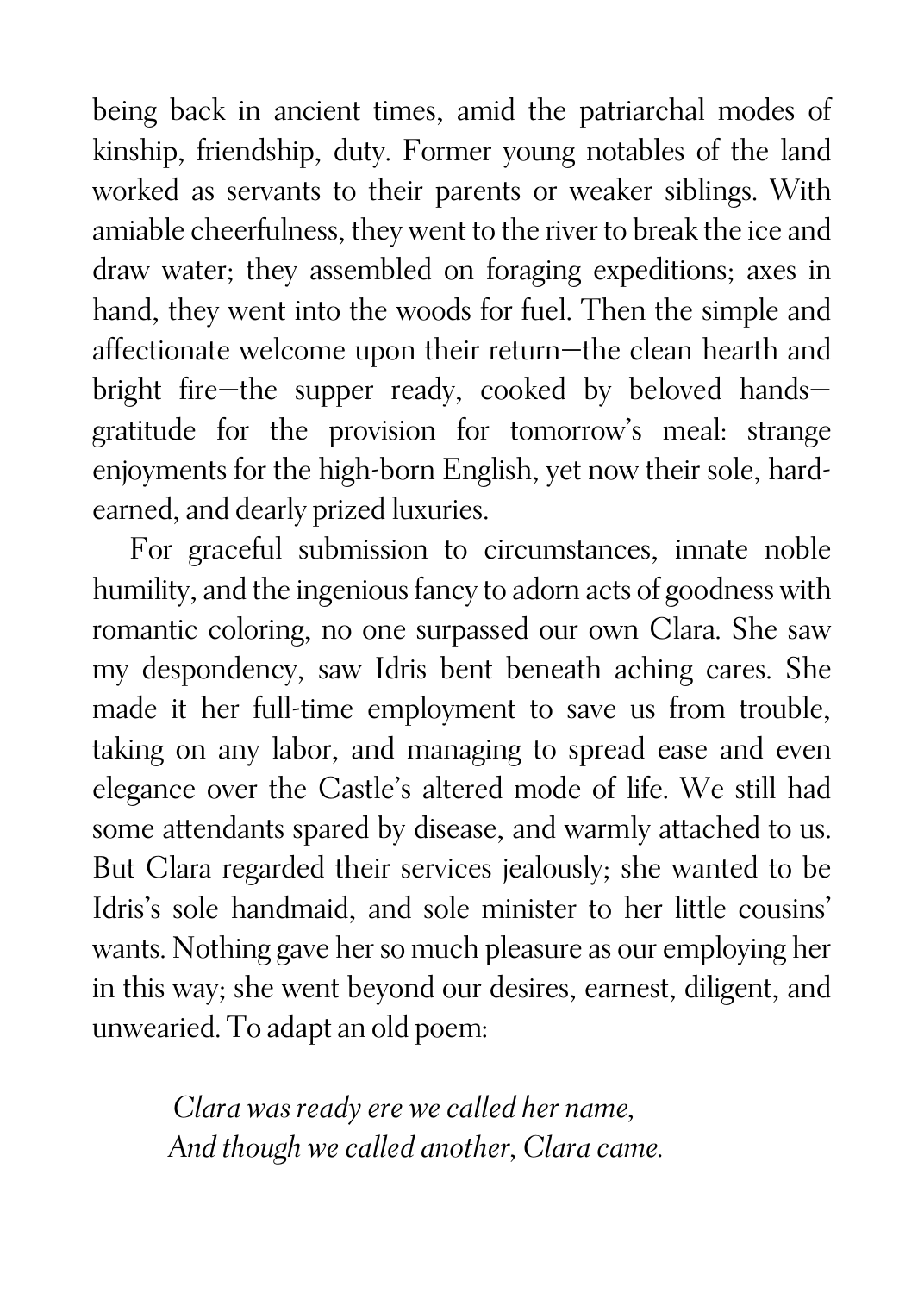being back in ancient times, amid the patriarchal modes of kinship, friendship, duty. Former young notables of the land worked as servants to their parents or weaker siblings. With amiable cheerfulness, they went to the river to break the ice and draw water; they assembled on foraging expeditions; axes in hand, they went into the woods for fuel. Then the simple and affectionate welcome upon their return—the clean hearth and bright fire—the supper ready, cooked by beloved hands—gratitude for the provision for tomorrow's meal: strange enjoyments for the high-born English, yet now their sole, hard-earned, and dearly prized luxuries.

For graceful submission to circumstances, innate noble humility, and the ingenious fancy to adorn acts of goodness with romantic coloring, no one surpassed our own Clara. She saw my despondency, saw Idris bent beneath aching cares. She made it her full-time employment to save us from trouble, taking on any labor, and managing to spread ease and even elegance over the Castle's altered mode of life. We still had some attendants spared by disease, and warmly attached to us. But Clara regarded their services jealously; she wanted to be Idris's sole handmaid, and sole minister to her little cousins' wants. Nothing gave her so much pleasure as our employing her in this way; she went beyond our desires, earnest, diligent, and unwearied. To adapt an old poem:

> *Clara was ready ere we called her name,*
> *And though we called another, Clara came.*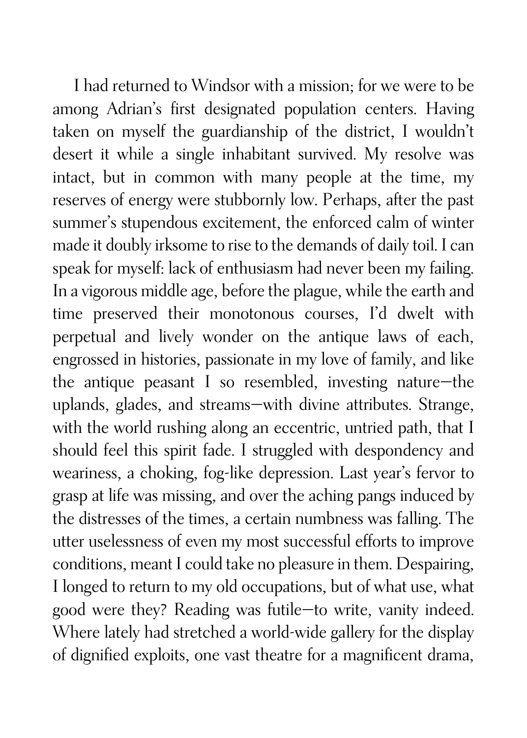I had returned to Windsor with a mission; for we were to be among Adrian's first designated population centers. Having taken on myself the guardianship of the district, I wouldn't desert it while a single inhabitant survived. My resolve was intact, but in common with many people at the time, my reserves of energy were stubbornly low. Perhaps, after the past summer's stupendous excitement, the enforced calm of winter made it doubly irksome to rise to the demands of daily toil. I can speak for myself: lack of enthusiasm had never been my failing. In a vigorous middle age, before the plague, while the earth and time preserved their monotonous courses, I'd dwelt with perpetual and lively wonder on the antique laws of each, engrossed in histories, passionate in my love of family, and like the antique peasant I so resembled, investing nature—the uplands, glades, and streams—with divine attributes. Strange, with the world rushing along an eccentric, untried path, that I should feel this spirit fade. I struggled with despondency and weariness, a choking, fog-like depression. Last year's fervor to grasp at life was missing, and over the aching pangs induced by the distresses of the times, a certain numbness was falling. The utter uselessness of even my most successful efforts to improve conditions, meant I could take no pleasure in them. Despairing, I longed to return to my old occupations, but of what use, what good were they? Reading was futile—to write, vanity indeed. Where lately had stretched a world-wide gallery for the display of dignified exploits, one vast theatre for a magnificent drama,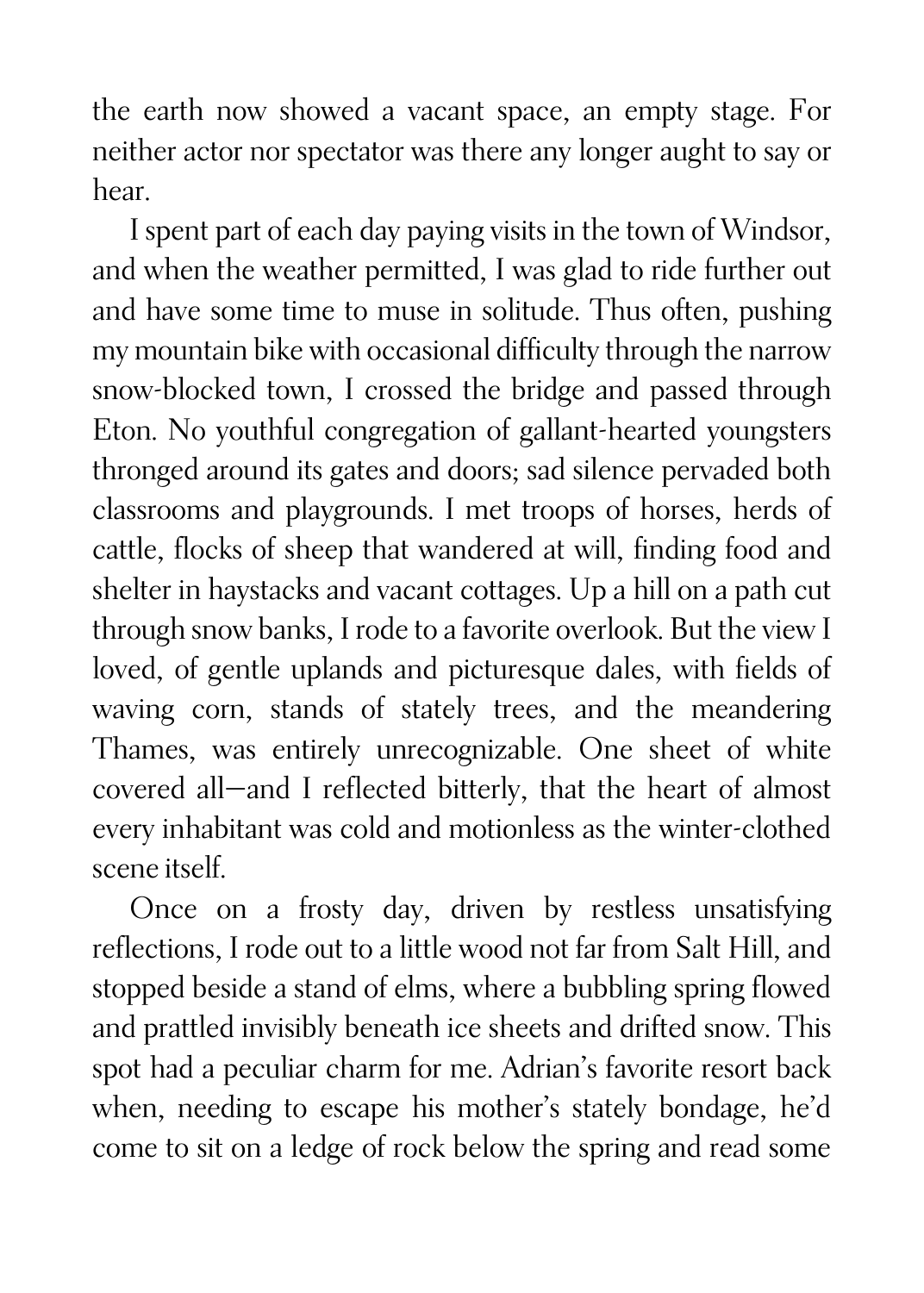the earth now showed a vacant space, an empty stage. For neither actor nor spectator was there any longer aught to say or hear.

I spent part of each day paying visits in the town of Windsor, and when the weather permitted, I was glad to ride further out and have some time to muse in solitude. Thus often, pushing my mountain bike with occasional difficulty through the narrow snow-blocked town, I crossed the bridge and passed through Eton. No youthful congregation of gallant-hearted youngsters thronged around its gates and doors; sad silence pervaded both classrooms and playgrounds. I met troops of horses, herds of cattle, flocks of sheep that wandered at will, finding food and shelter in haystacks and vacant cottages. Up a hill on a path cut through snow banks, I rode to a favorite overlook. But the view I loved, of gentle uplands and picturesque dales, with fields of waving corn, stands of stately trees, and the meandering Thames, was entirely unrecognizable. One sheet of white covered all—and I reflected bitterly, that the heart of almost every inhabitant was cold and motionless as the winter-clothed scene itself.

Once on a frosty day, driven by restless unsatisfying reflections, I rode out to a little wood not far from Salt Hill, and stopped beside a stand of elms, where a bubbling spring flowed and prattled invisibly beneath ice sheets and drifted snow. This spot had a peculiar charm for me. Adrian's favorite resort back when, needing to escape his mother's stately bondage, he'd come to sit on a ledge of rock below the spring and read some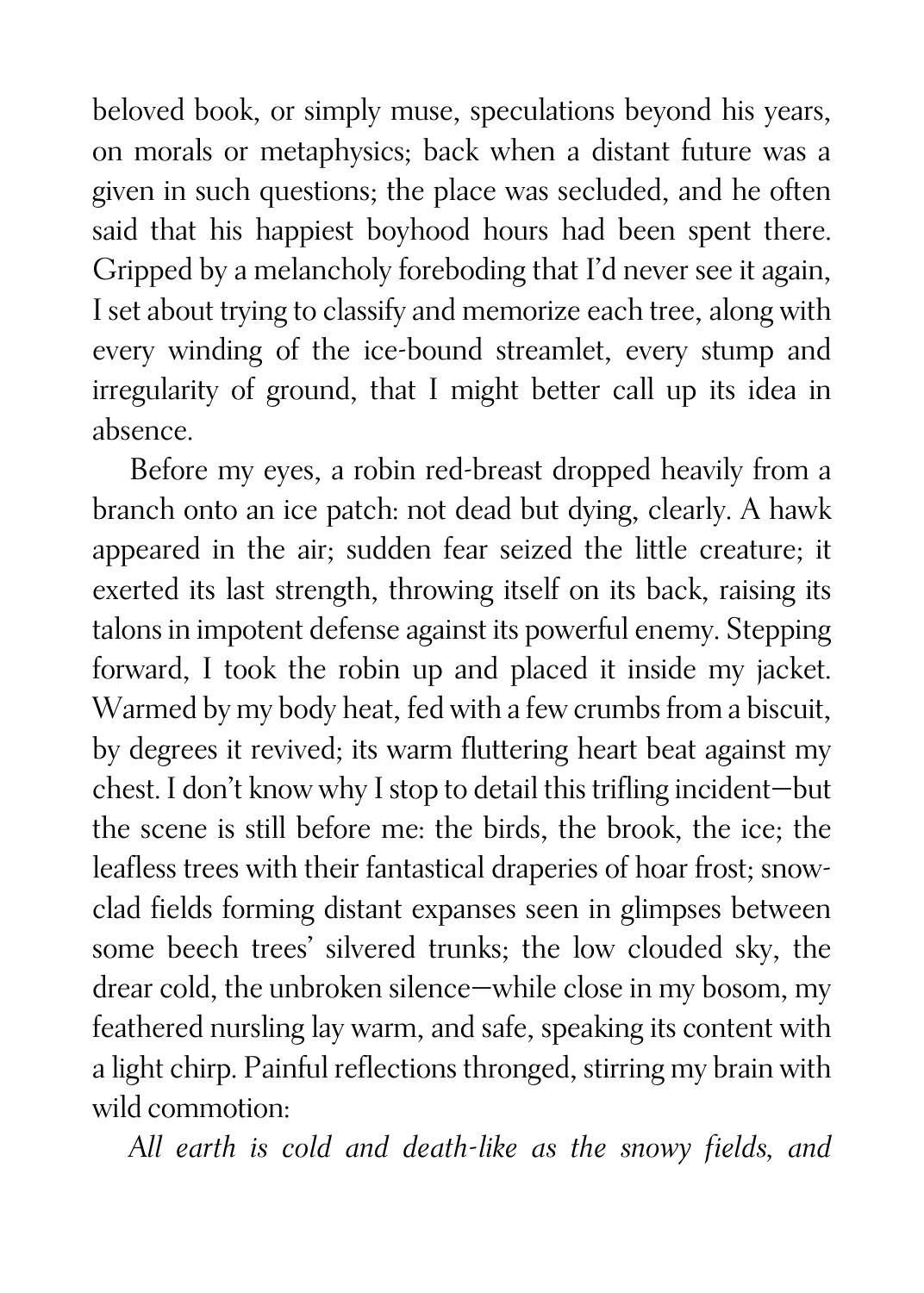beloved book, or simply muse, speculations beyond his years, on morals or metaphysics; back when a distant future was a given in such questions; the place was secluded, and he often said that his happiest boyhood hours had been spent there. Gripped by a melancholy foreboding that I'd never see it again, I set about trying to classify and memorize each tree, along with every winding of the ice-bound streamlet, every stump and irregularity of ground, that I might better call up its idea in absence.

Before my eyes, a robin red-breast dropped heavily from a branch onto an ice patch: not dead but dying, clearly. A hawk appeared in the air; sudden fear seized the little creature; it exerted its last strength, throwing itself on its back, raising its talons in impotent defense against its powerful enemy. Stepping forward, I took the robin up and placed it inside my jacket. Warmed by my body heat, fed with a few crumbs from a biscuit, by degrees it revived; its warm fluttering heart beat against my chest. I don't know why I stop to detail this trifling incident—but the scene is still before me: the birds, the brook, the ice; the leafless trees with their fantastical draperies of hoar frost; snow-clad fields forming distant expanses seen in glimpses between some beech trees' silvered trunks; the low clouded sky, the drear cold, the unbroken silence—while close in my bosom, my feathered nursling lay warm, and safe, speaking its content with a light chirp. Painful reflections thronged, stirring my brain with wild commotion:

*All earth is cold and death-like as the snowy fields, and*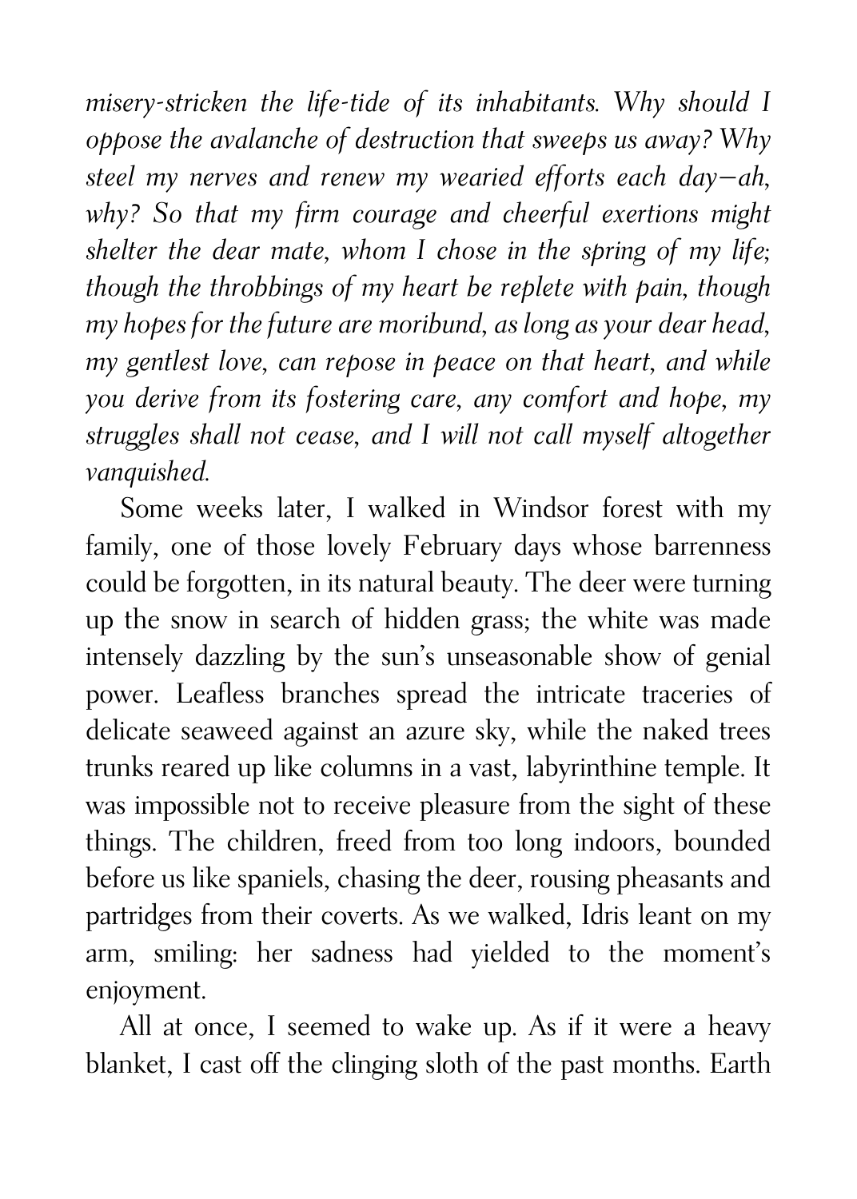*misery-stricken the life-tide of its inhabitants. Why should I oppose the avalanche of destruction that sweeps us away? Why steel my nerves and renew my wearied efforts each day—ah, why? So that my firm courage and cheerful exertions might shelter the dear mate, whom I chose in the spring of my life; though the throbbings of my heart be replete with pain, though my hopes for the future are moribund, as long as your dear head, my gentlest love, can repose in peace on that heart, and while you derive from its fostering care, any comfort and hope, my struggles shall not cease, and I will not call myself altogether vanquished.*

Some weeks later, I walked in Windsor forest with my family, one of those lovely February days whose barrenness could be forgotten, in its natural beauty. The deer were turning up the snow in search of hidden grass; the white was made intensely dazzling by the sun's unseasonable show of genial power. Leafless branches spread the intricate traceries of delicate seaweed against an azure sky, while the naked trees trunks reared up like columns in a vast, labyrinthine temple. It was impossible not to receive pleasure from the sight of these things. The children, freed from too long indoors, bounded before us like spaniels, chasing the deer, rousing pheasants and partridges from their coverts. As we walked, Idris leant on my arm, smiling: her sadness had yielded to the moment's enjoyment.

All at once, I seemed to wake up. As if it were a heavy blanket, I cast off the clinging sloth of the past months. Earth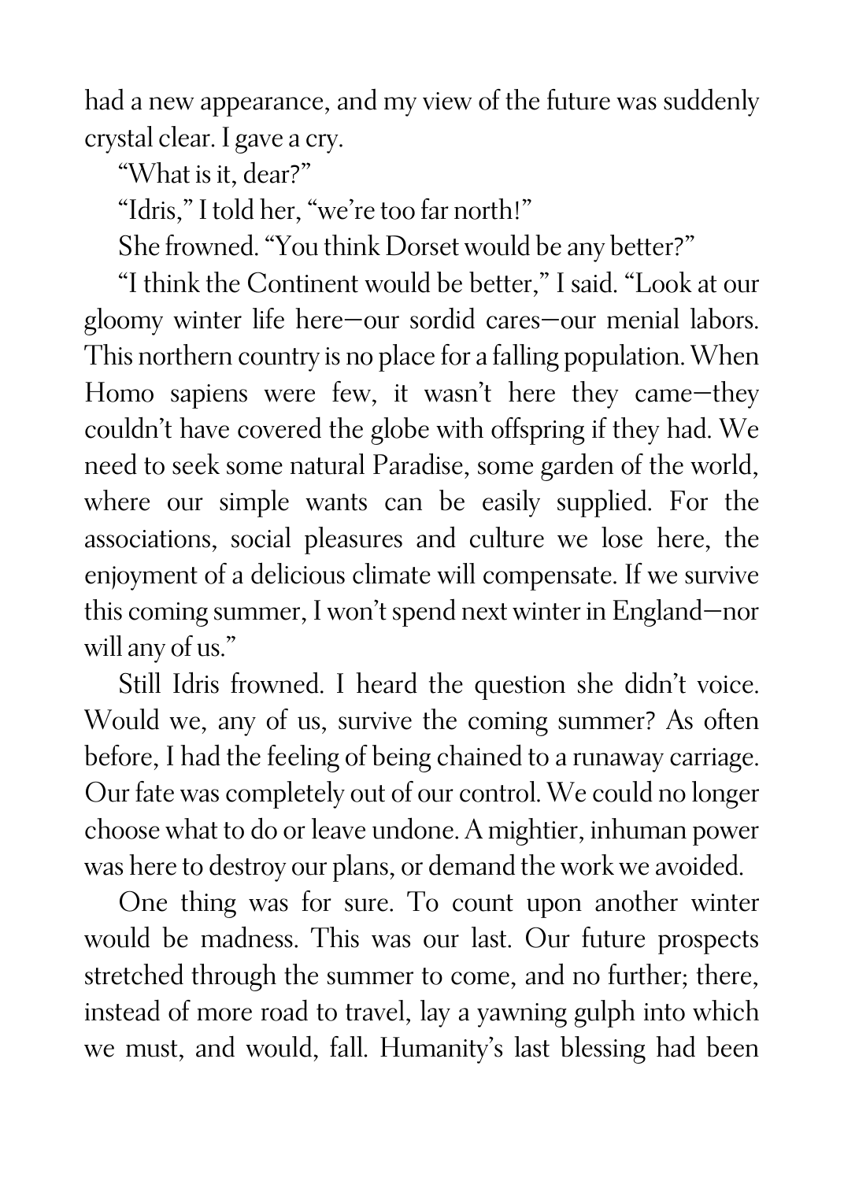had a new appearance, and my view of the future was suddenly crystal clear. I gave a cry.

"What is it, dear?"

"Idris," I told her, "we're too far north!"

She frowned. "You think Dorset would be any better?"

"I think the Continent would be better," I said. "Look at our gloomy winter life here—our sordid cares—our menial labors. This northern country is no place for a falling population. When Homo sapiens were few, it wasn't here they came—they couldn't have covered the globe with offspring if they had. We need to seek some natural Paradise, some garden of the world, where our simple wants can be easily supplied. For the associations, social pleasures and culture we lose here, the enjoyment of a delicious climate will compensate. If we survive this coming summer, I won't spend next winter in England—nor will any of us."

Still Idris frowned. I heard the question she didn't voice. Would we, any of us, survive the coming summer? As often before, I had the feeling of being chained to a runaway carriage. Our fate was completely out of our control. We could no longer choose what to do or leave undone. A mightier, inhuman power was here to destroy our plans, or demand the work we avoided.

One thing was for sure. To count upon another winter would be madness. This was our last. Our future prospects stretched through the summer to come, and no further; there, instead of more road to travel, lay a yawning gulph into which we must, and would, fall. Humanity's last blessing had been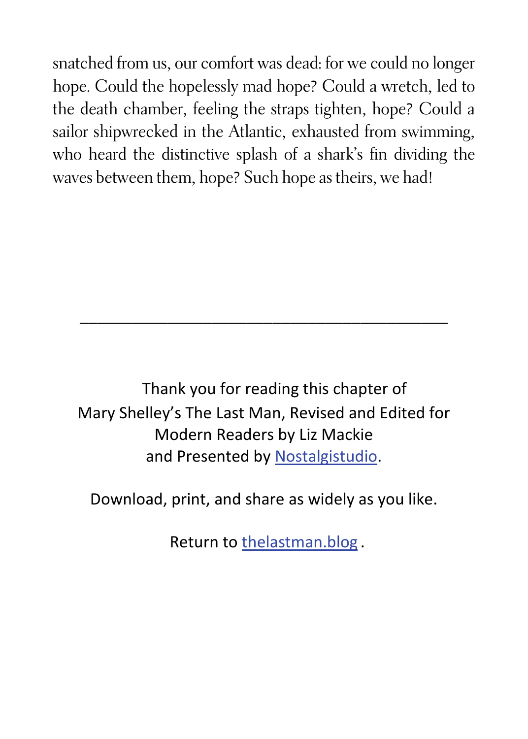snatched from us, our comfort was dead: for we could no longer hope. Could the hopelessly mad hope? Could a wretch, led to the death chamber, feeling the straps tighten, hope? Could a sailor shipwrecked in the Atlantic, exhausted from swimming, who heard the distinctive splash of a shark's fin dividing the waves between them, hope? Such hope as theirs, we had!

---

Thank you for reading this chapter of
Mary Shelley's The Last Man, Revised and Edited for Modern Readers by Liz Mackie
and Presented by Nostalgistudio.

Download, print, and share as widely as you like.

Return to thelastman.blog .